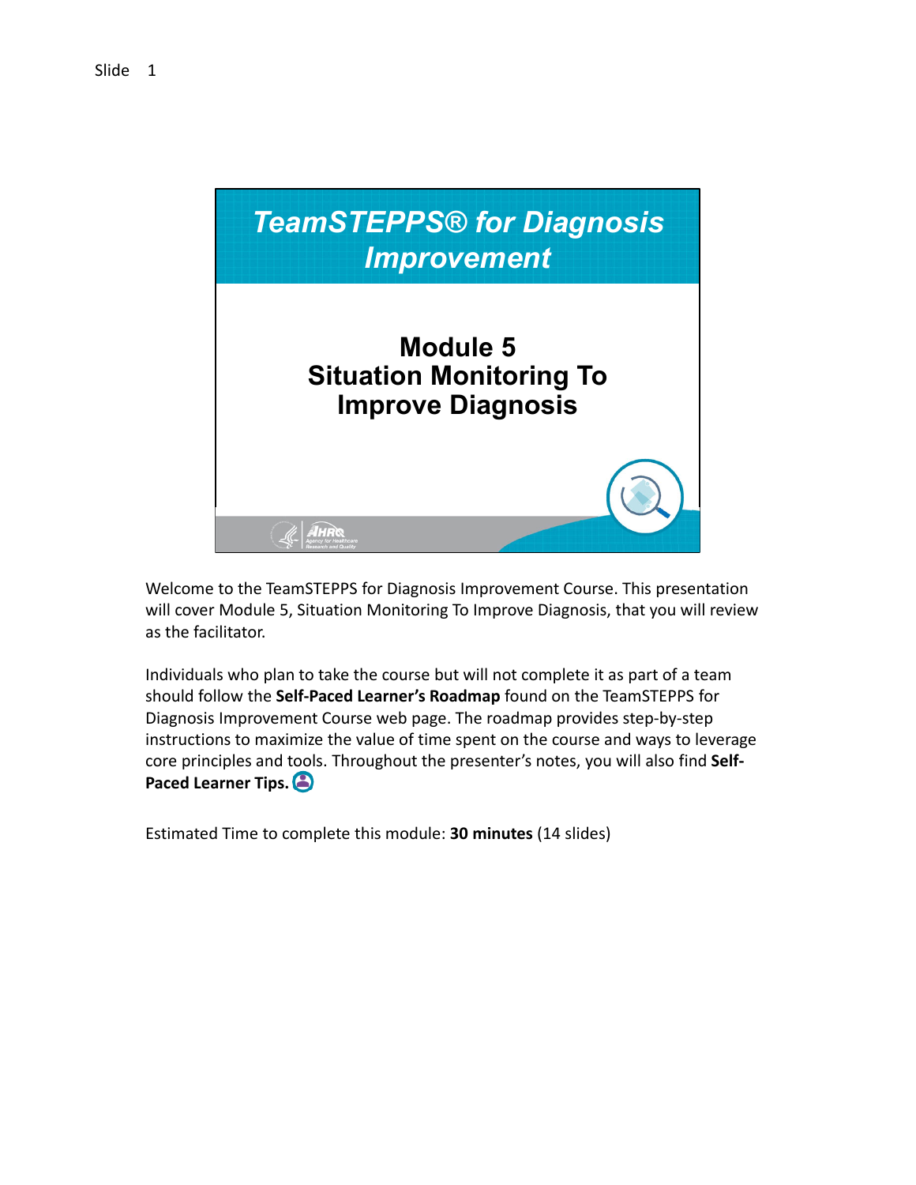Slide 1

# TeamSTEPPS® for Diagnosis Improvement

## Module 5
## Situation Monitoring To Improve Diagnosis

Welcome to the TeamSTEPPS for Diagnosis Improvement Course. This presentation will cover Module 5, Situation Monitoring To Improve Diagnosis, that you will review as the facilitator.

Individuals who plan to take the course but will not complete it as part of a team should follow the **Self-Paced Learner's Roadmap** found on the TeamSTEPPS for Diagnosis Improvement Course web page. The roadmap provides step-by-step instructions to maximize the value of time spent on the course and ways to leverage core principles and tools. Throughout the presenter's notes, you will also find **Self-Paced Learner Tips.**

Estimated Time to complete this module: **30 minutes** (14 slides)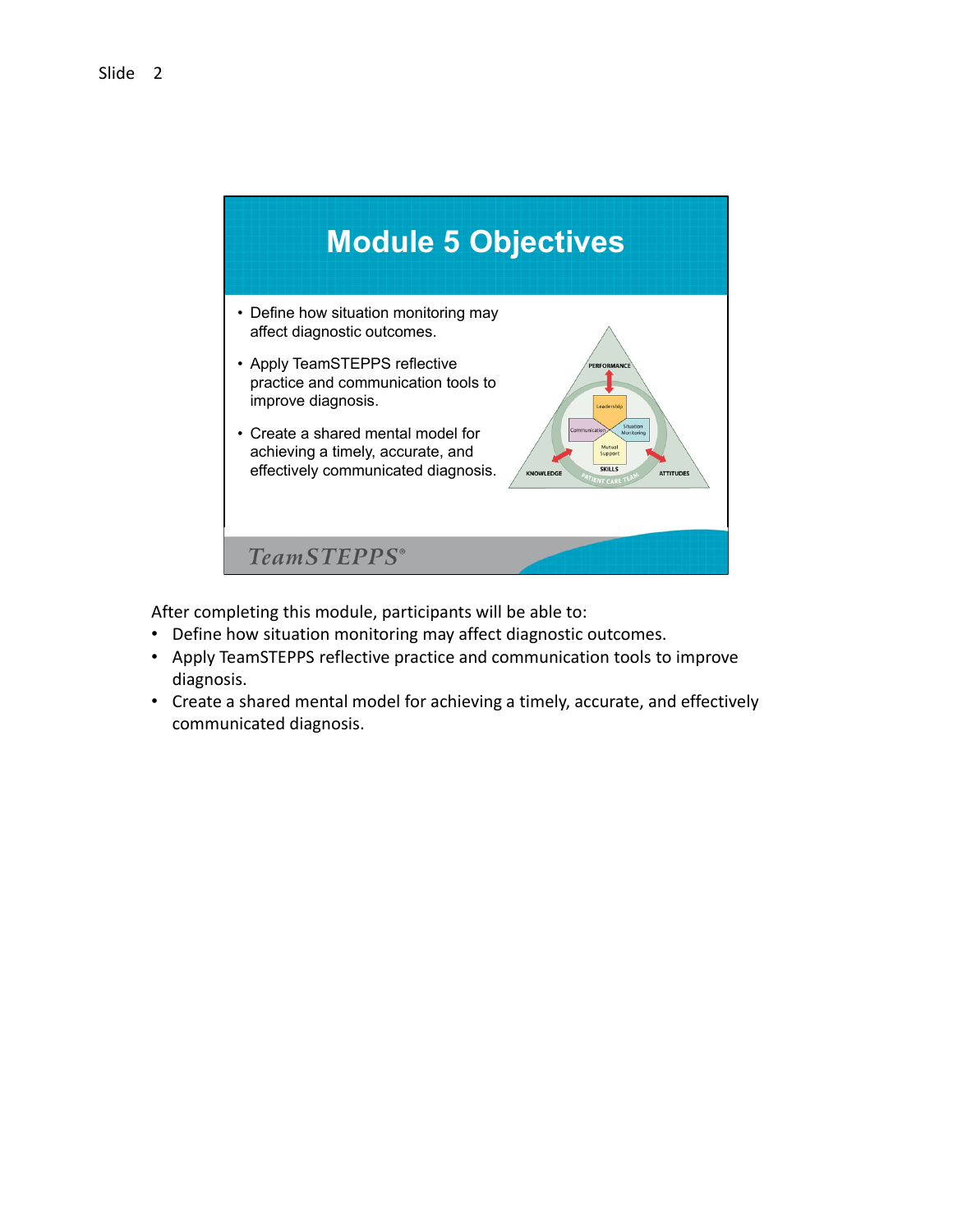Slide 2

# Module 5 Objectives

- Define how situation monitoring may affect diagnostic outcomes.
- Apply TeamSTEPPS reflective practice and communication tools to improve diagnosis.
- Create a shared mental model for achieving a timely, accurate, and effectively communicated diagnosis.

After completing this module, participants will be able to:

- Define how situation monitoring may affect diagnostic outcomes.
- Apply TeamSTEPPS reflective practice and communication tools to improve diagnosis.
- Create a shared mental model for achieving a timely, accurate, and effectively communicated diagnosis.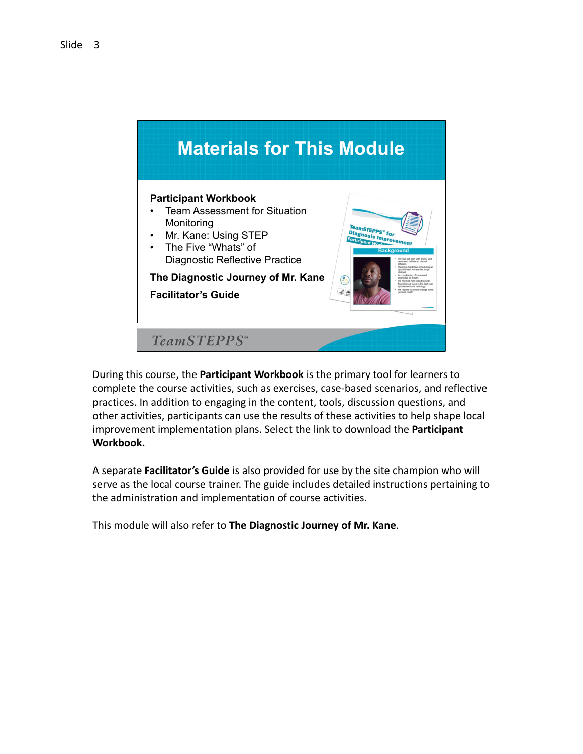Slide 3

## Materials for This Module

**Participant Workbook**

- Team Assessment for Situation Monitoring
- Mr. Kane: Using STEP
- The Five "Whats" of Diagnostic Reflective Practice

**The Diagnostic Journey of Mr. Kane**

**Facilitator's Guide**

During this course, the **Participant Workbook** is the primary tool for learners to complete the course activities, such as exercises, case-based scenarios, and reflective practices. In addition to engaging in the content, tools, discussion questions, and other activities, participants can use the results of these activities to help shape local improvement implementation plans. Select the link to download the **Participant Workbook.**

A separate **Facilitator's Guide** is also provided for use by the site champion who will serve as the local course trainer. The guide includes detailed instructions pertaining to the administration and implementation of course activities.

This module will also refer to **The Diagnostic Journey of Mr. Kane**.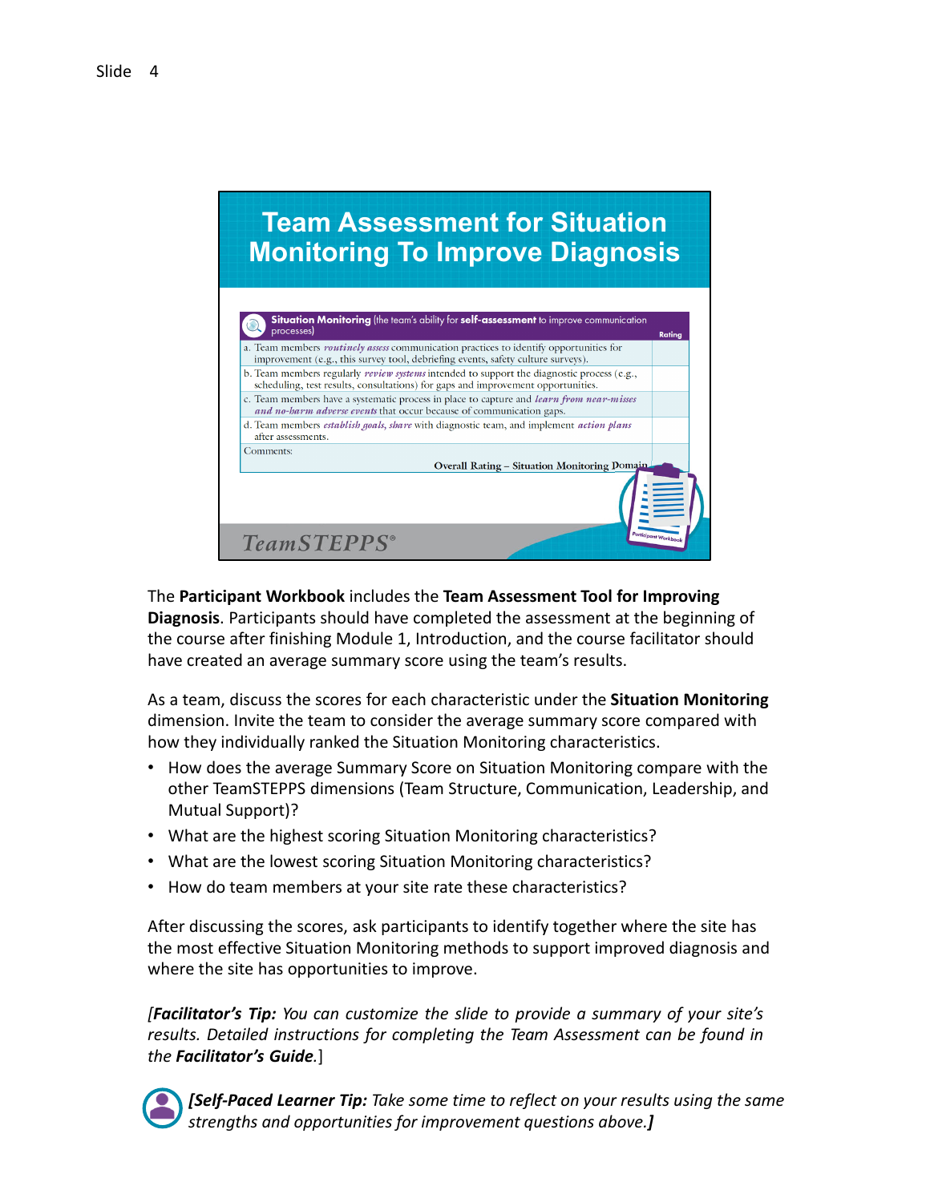Slide 4

# Team Assessment for Situation Monitoring To Improve Diagnosis

| **Situation Monitoring** (the team's ability for **self-assessment** to improve communication processes) | Rating |
|---|---|
| a. Team members *routinely assess* communication practices to identify opportunities for improvement (e.g., this survey tool, debriefing events, safety culture surveys). | |
| b. Team members regularly *review systems* intended to support the diagnostic process (e.g., scheduling, test results, consultations) for gaps and improvement opportunities. | |
| c. Team members have a systematic process in place to capture and *learn from near-misses and no-harm adverse events* that occur because of communication gaps. | |
| d. Team members *establish goals, share* with diagnostic team, and implement *action plans* after assessments. | |
| Comments: | |
| Overall Rating – Situation Monitoring Domain | |

TeamSTEPPS®

The **Participant Workbook** includes the **Team Assessment Tool for Improving Diagnosis**. Participants should have completed the assessment at the beginning of the course after finishing Module 1, Introduction, and the course facilitator should have created an average summary score using the team's results.

As a team, discuss the scores for each characteristic under the **Situation Monitoring** dimension. Invite the team to consider the average summary score compared with how they individually ranked the Situation Monitoring characteristics.

- How does the average Summary Score on Situation Monitoring compare with the other TeamSTEPPS dimensions (Team Structure, Communication, Leadership, and Mutual Support)?
- What are the highest scoring Situation Monitoring characteristics?
- What are the lowest scoring Situation Monitoring characteristics?
- How do team members at your site rate these characteristics?

After discussing the scores, ask participants to identify together where the site has the most effective Situation Monitoring methods to support improved diagnosis and where the site has opportunities to improve.

[***Facilitator's Tip:*** *You can customize the slide to provide a summary of your site's results. Detailed instructions for completing the Team Assessment can be found in the* ***Facilitator's Guide****.*]

***[Self-Paced Learner Tip:*** *Take some time to reflect on your results using the same strengths and opportunities for improvement questions above.****]***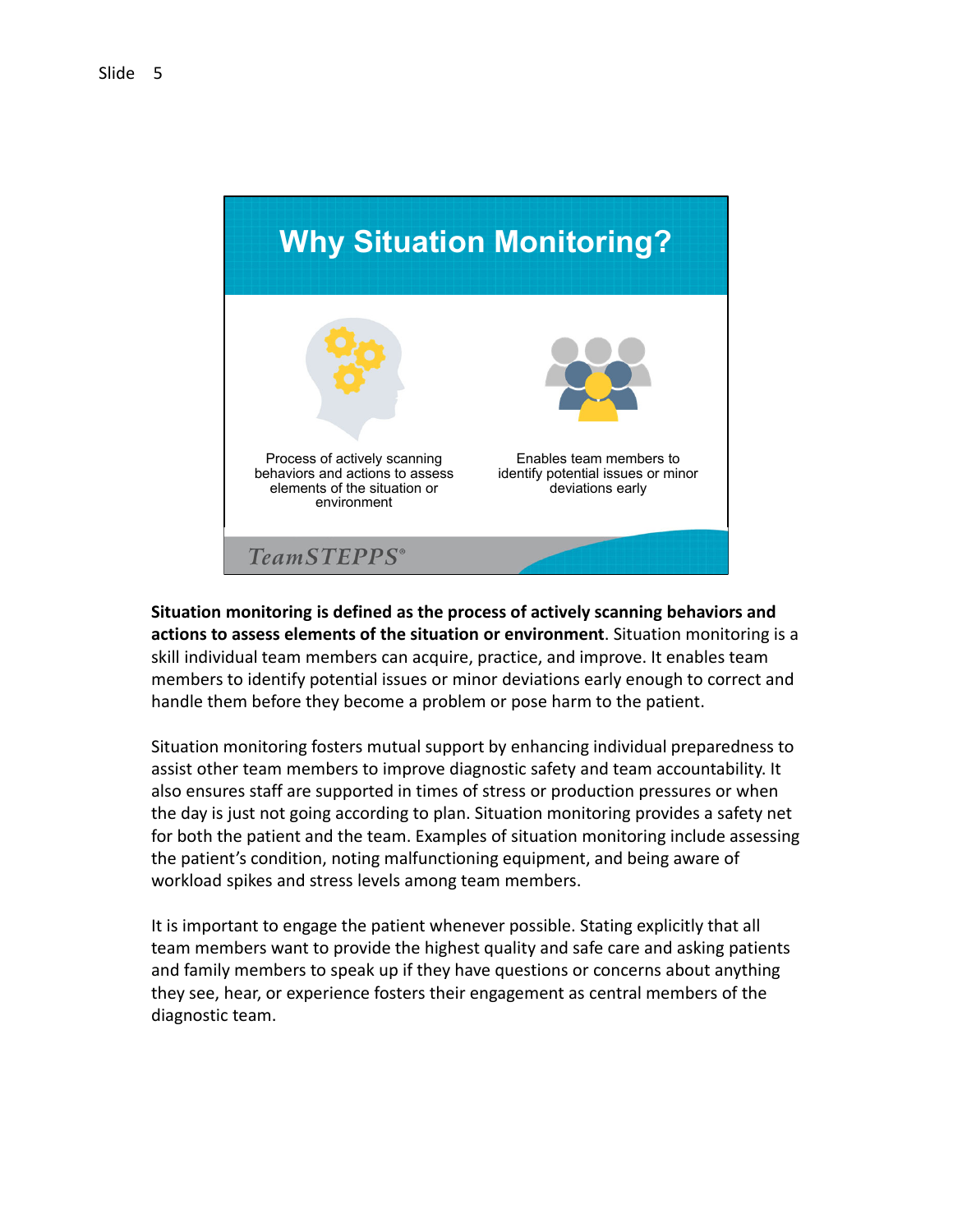Slide 5

## Why Situation Monitoring?

Process of actively scanning behaviors and actions to assess elements of the situation or environment

Enables team members to identify potential issues or minor deviations early

TeamSTEPPS®

**Situation monitoring is defined as the process of actively scanning behaviors and actions to assess elements of the situation or environment**. Situation monitoring is a skill individual team members can acquire, practice, and improve. It enables team members to identify potential issues or minor deviations early enough to correct and handle them before they become a problem or pose harm to the patient.

Situation monitoring fosters mutual support by enhancing individual preparedness to assist other team members to improve diagnostic safety and team accountability. It also ensures staff are supported in times of stress or production pressures or when the day is just not going according to plan. Situation monitoring provides a safety net for both the patient and the team. Examples of situation monitoring include assessing the patient's condition, noting malfunctioning equipment, and being aware of workload spikes and stress levels among team members.

It is important to engage the patient whenever possible. Stating explicitly that all team members want to provide the highest quality and safe care and asking patients and family members to speak up if they have questions or concerns about anything they see, hear, or experience fosters their engagement as central members of the diagnostic team.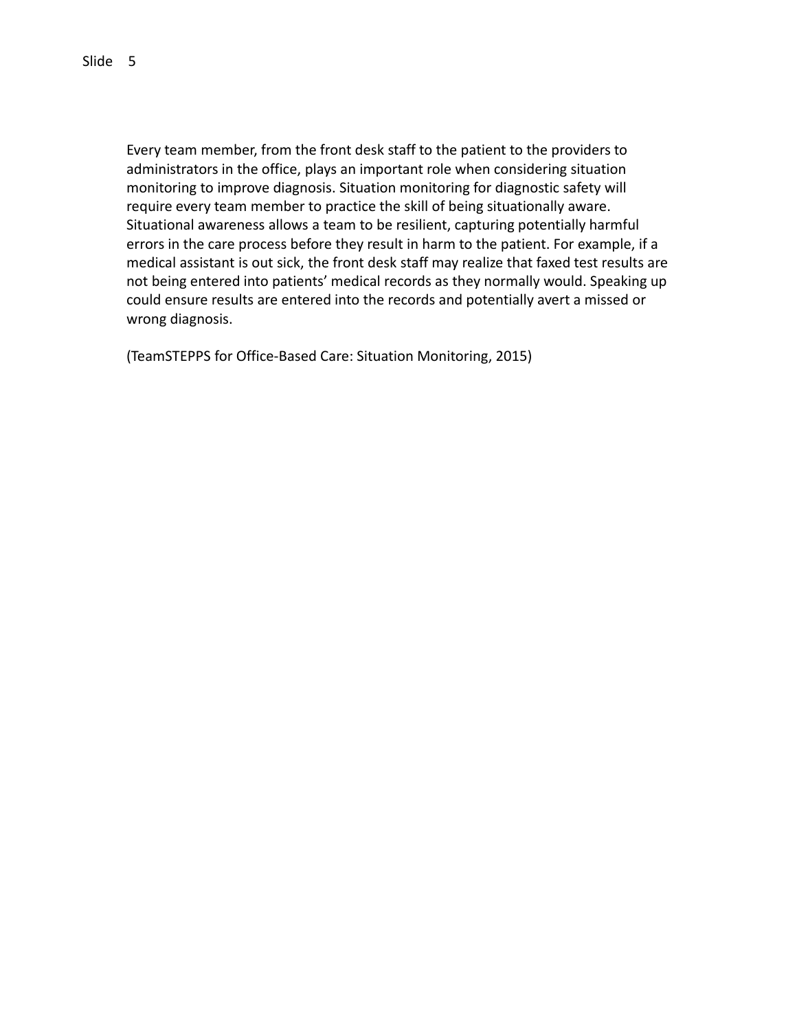Slide 5

Every team member, from the front desk staff to the patient to the providers to administrators in the office, plays an important role when considering situation monitoring to improve diagnosis. Situation monitoring for diagnostic safety will require every team member to practice the skill of being situationally aware. Situational awareness allows a team to be resilient, capturing potentially harmful errors in the care process before they result in harm to the patient. For example, if a medical assistant is out sick, the front desk staff may realize that faxed test results are not being entered into patients' medical records as they normally would. Speaking up could ensure results are entered into the records and potentially avert a missed or wrong diagnosis.

(TeamSTEPPS for Office-Based Care: Situation Monitoring, 2015)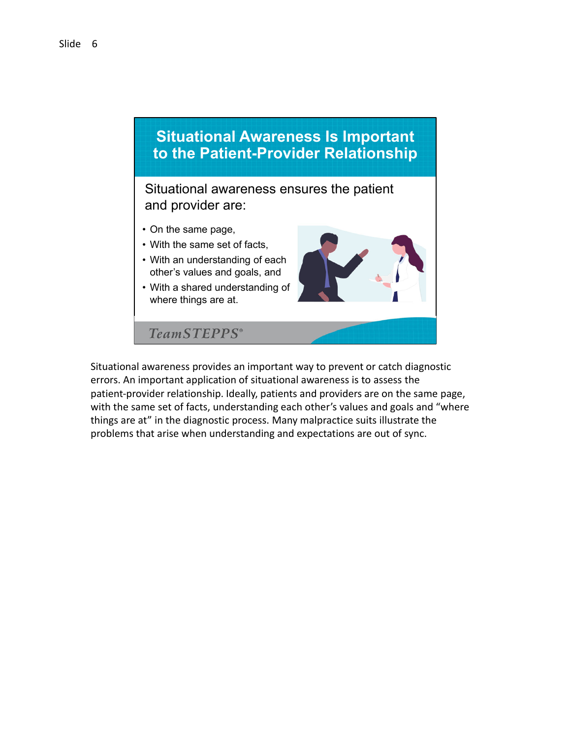Slide 6

## Situational Awareness Is Important to the Patient-Provider Relationship

Situational awareness ensures the patient and provider are:

- On the same page,
- With the same set of facts,
- With an understanding of each other's values and goals, and
- With a shared understanding of where things are at.

TeamSTEPPS®

Situational awareness provides an important way to prevent or catch diagnostic errors. An important application of situational awareness is to assess the patient-provider relationship. Ideally, patients and providers are on the same page, with the same set of facts, understanding each other's values and goals and "where things are at" in the diagnostic process. Many malpractice suits illustrate the problems that arise when understanding and expectations are out of sync.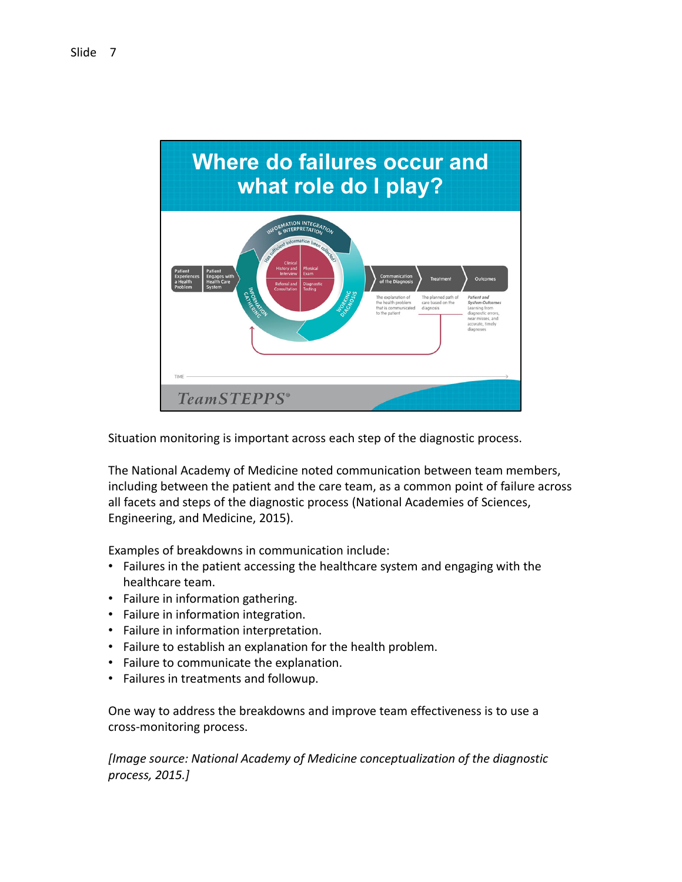Slide 7

## Where do failures occur and what role do I play?

Situation monitoring is important across each step of the diagnostic process.

The National Academy of Medicine noted communication between team members, including between the patient and the care team, as a common point of failure across all facets and steps of the diagnostic process (National Academies of Sciences, Engineering, and Medicine, 2015).

Examples of breakdowns in communication include:

- Failures in the patient accessing the healthcare system and engaging with the healthcare team.
- Failure in information gathering.
- Failure in information integration.
- Failure in information interpretation.
- Failure to establish an explanation for the health problem.
- Failure to communicate the explanation.
- Failures in treatments and followup.

One way to address the breakdowns and improve team effectiveness is to use a cross-monitoring process.

*[Image source: National Academy of Medicine conceptualization of the diagnostic process, 2015.]*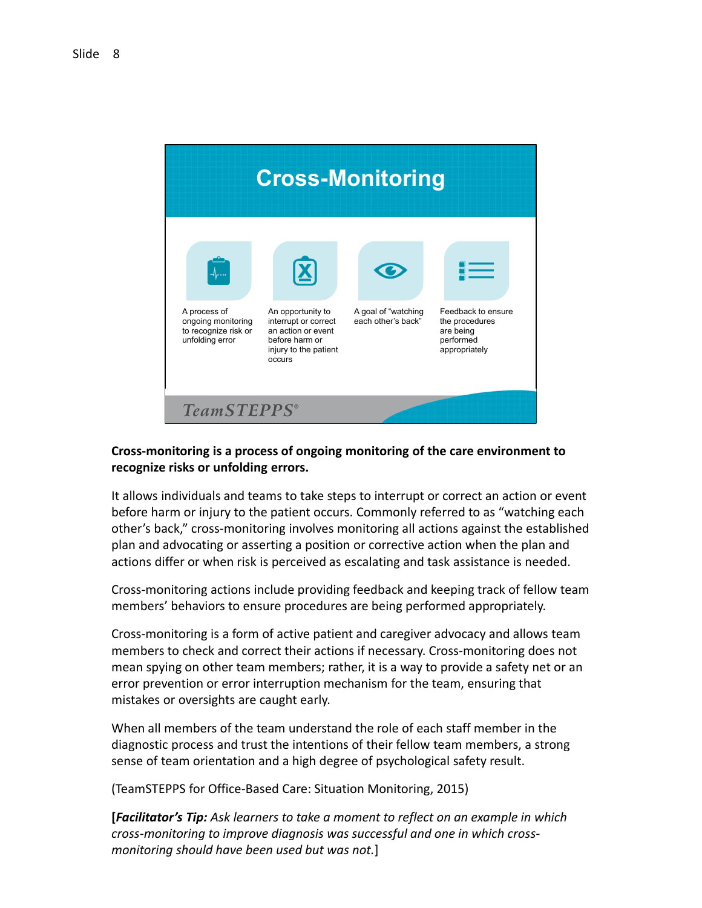Slide 8

## Cross-Monitoring

A process of ongoing monitoring to recognize risk or unfolding error

An opportunity to interrupt or correct an action or event before harm or injury to the patient occurs

A goal of "watching each other's back"

Feedback to ensure the procedures are being performed appropriately

TeamSTEPPS®

**Cross-monitoring is a process of ongoing monitoring of the care environment to recognize risks or unfolding errors.**

It allows individuals and teams to take steps to interrupt or correct an action or event before harm or injury to the patient occurs. Commonly referred to as "watching each other's back," cross-monitoring involves monitoring all actions against the established plan and advocating or asserting a position or corrective action when the plan and actions differ or when risk is perceived as escalating and task assistance is needed.

Cross-monitoring actions include providing feedback and keeping track of fellow team members' behaviors to ensure procedures are being performed appropriately.

Cross-monitoring is a form of active patient and caregiver advocacy and allows team members to check and correct their actions if necessary. Cross-monitoring does not mean spying on other team members; rather, it is a way to provide a safety net or an error prevention or error interruption mechanism for the team, ensuring that mistakes or oversights are caught early.

When all members of the team understand the role of each staff member in the diagnostic process and trust the intentions of their fellow team members, a strong sense of team orientation and a high degree of psychological safety result.

(TeamSTEPPS for Office-Based Care: Situation Monitoring, 2015)

[***Facilitator's Tip:*** *Ask learners to take a moment to reflect on an example in which cross-monitoring to improve diagnosis was successful and one in which cross-monitoring should have been used but was not.*]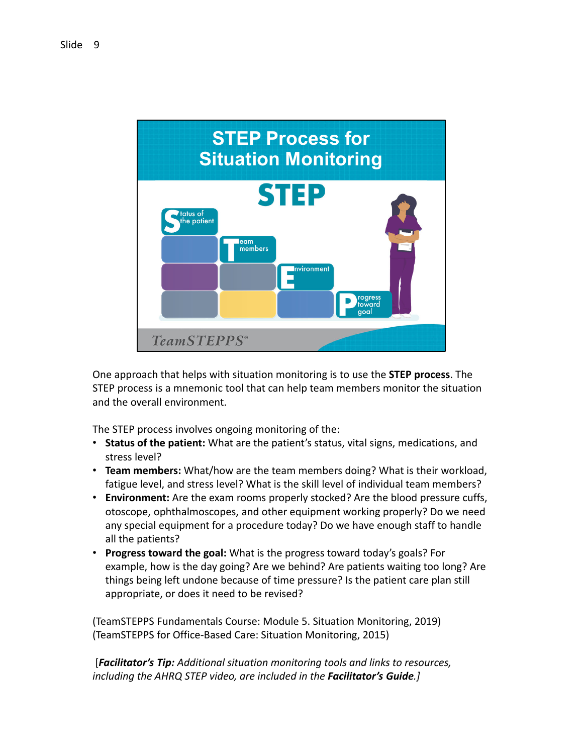Slide 9

STEP Process for Situation Monitoring

STEP

Status of the patient

Team members

Environment

Progress toward goal

TeamSTEPPS®

One approach that helps with situation monitoring is to use the **STEP process**. The STEP process is a mnemonic tool that can help team members monitor the situation and the overall environment.

The STEP process involves ongoing monitoring of the:

- **Status of the patient:** What are the patient's status, vital signs, medications, and stress level?
- **Team members:** What/how are the team members doing? What is their workload, fatigue level, and stress level? What is the skill level of individual team members?
- **Environment:** Are the exam rooms properly stocked? Are the blood pressure cuffs, otoscope, ophthalmoscopes, and other equipment working properly? Do we need any special equipment for a procedure today? Do we have enough staff to handle all the patients?
- **Progress toward the goal:** What is the progress toward today's goals? For example, how is the day going? Are we behind? Are patients waiting too long? Are things being left undone because of time pressure? Is the patient care plan still appropriate, or does it need to be revised?

(TeamSTEPPS Fundamentals Course: Module 5. Situation Monitoring, 2019)
(TeamSTEPPS for Office-Based Care: Situation Monitoring, 2015)

[***Facilitator's Tip:*** *Additional situation monitoring tools and links to resources, including the AHRQ STEP video, are included in the* ***Facilitator's Guide****.*]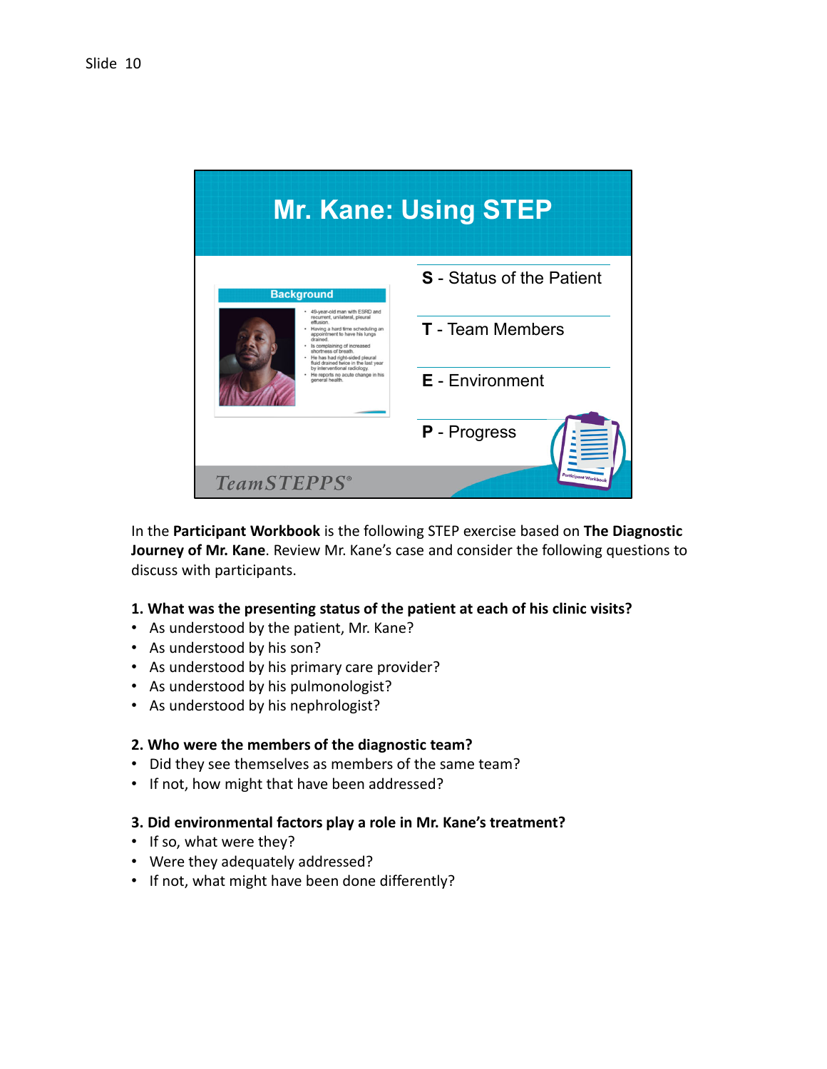Slide 10

## Mr. Kane: Using STEP

**Background**

- 49-year-old man with ESRD and recurrent, unilateral, pleural effusion.
- Having a hard time scheduling an appointment to have his lungs drained.
- Is complaining of increased shortness of breath.
- He has had right-sided pleural fluid drained twice in the last year by interventional radiology.
- He reports no acute change in his general health.

**S** - Status of the Patient

**T** - Team Members

**E** - Environment

**P** - Progress

TeamSTEPPS®

In the **Participant Workbook** is the following STEP exercise based on **The Diagnostic Journey of Mr. Kane**. Review Mr. Kane's case and consider the following questions to discuss with participants.

**1. What was the presenting status of the patient at each of his clinic visits?**

- As understood by the patient, Mr. Kane?
- As understood by his son?
- As understood by his primary care provider?
- As understood by his pulmonologist?
- As understood by his nephrologist?

**2. Who were the members of the diagnostic team?**

- Did they see themselves as members of the same team?
- If not, how might that have been addressed?

**3. Did environmental factors play a role in Mr. Kane's treatment?**

- If so, what were they?
- Were they adequately addressed?
- If not, what might have been done differently?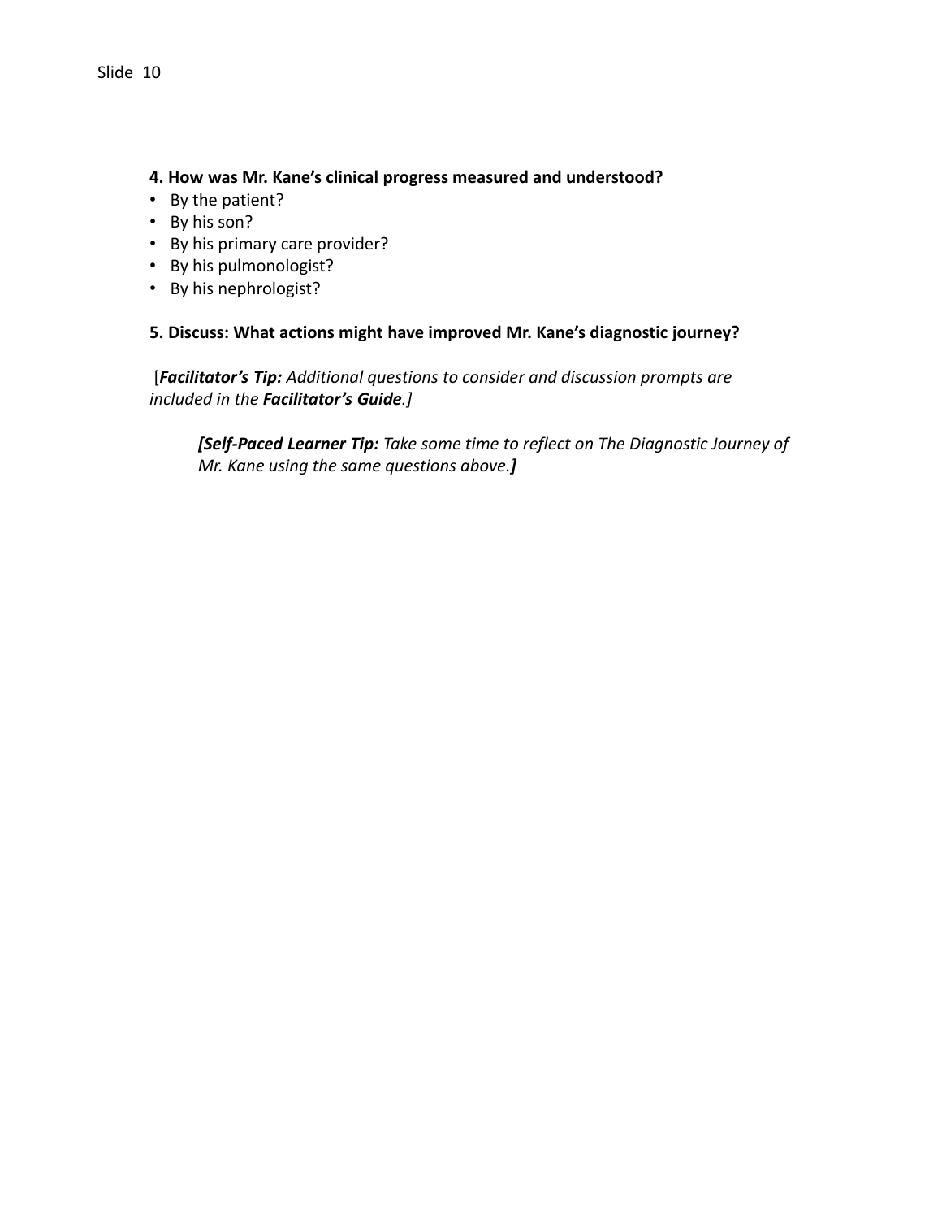Slide 10

**4. How was Mr. Kane's clinical progress measured and understood?**

- By the patient?
- By his son?
- By his primary care provider?
- By his pulmonologist?
- By his nephrologist?

**5. Discuss: What actions might have improved Mr. Kane's diagnostic journey?**

[***Facilitator's Tip:*** *Additional questions to consider and discussion prompts are included in the* ***Facilitator's Guide****.]*

> ***[Self-Paced Learner Tip:*** *Take some time to reflect on The Diagnostic Journey of Mr. Kane using the same questions above.* ***]***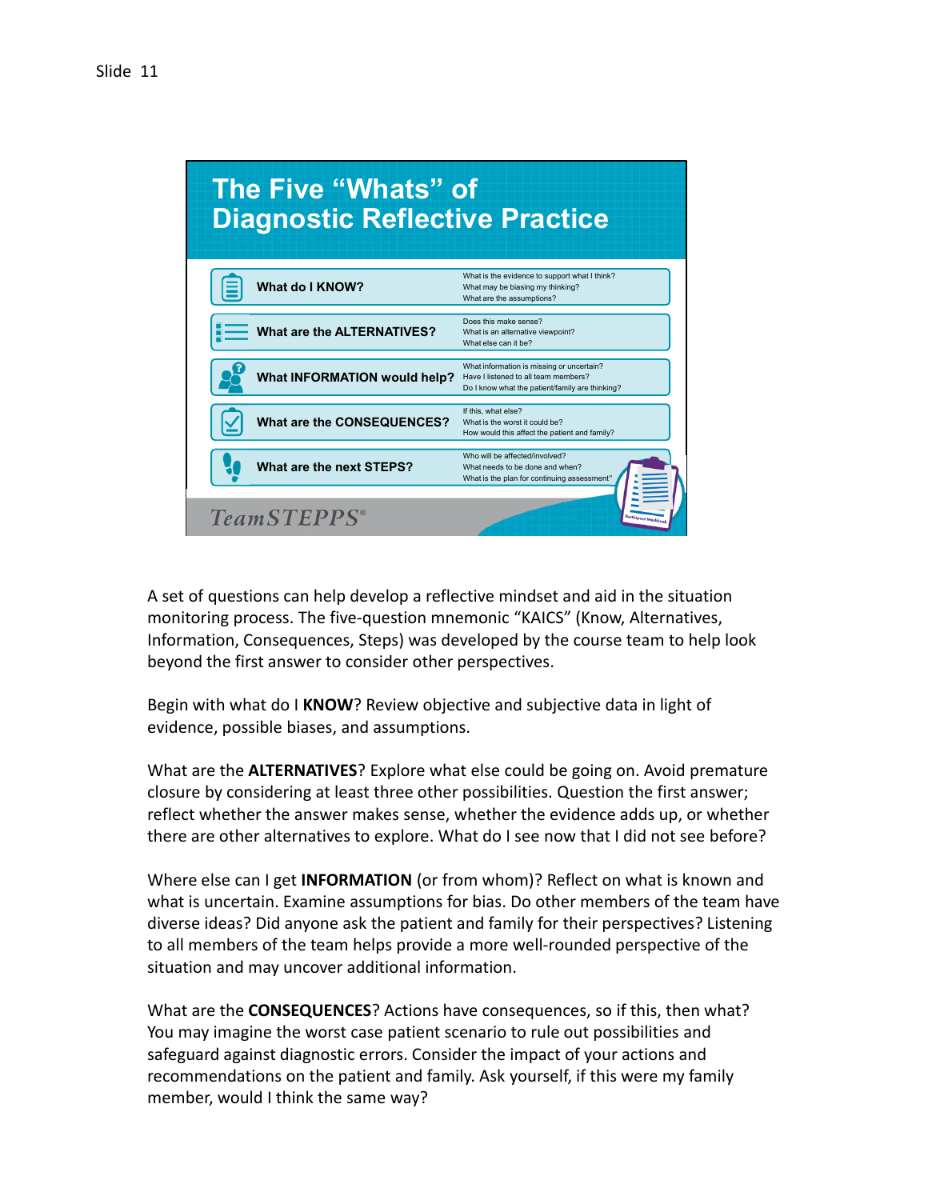Slide 11

## The Five "Whats" of Diagnostic Reflective Practice

| | |
|---|---|
| **What do I KNOW?** | What is the evidence to support what I think? What may be biasing my thinking? What are the assumptions? |
| **What are the ALTERNATIVES?** | Does this make sense? What is an alternative viewpoint? What else can it be? |
| **What INFORMATION would help?** | What information is missing or uncertain? Have I listened to all team members? Do I know what the patient/family are thinking? |
| **What are the CONSEQUENCES?** | If this, what else? What is the worst it could be? How would this affect the patient and family? |
| **What are the next STEPS?** | Who will be affected/involved? What needs to be done and when? What is the plan for continuing assessment? |

TeamSTEPPS®

A set of questions can help develop a reflective mindset and aid in the situation monitoring process. The five-question mnemonic "KAICS" (Know, Alternatives, Information, Consequences, Steps) was developed by the course team to help look beyond the first answer to consider other perspectives.

Begin with what do I **KNOW**? Review objective and subjective data in light of evidence, possible biases, and assumptions.

What are the **ALTERNATIVES**? Explore what else could be going on. Avoid premature closure by considering at least three other possibilities. Question the first answer; reflect whether the answer makes sense, whether the evidence adds up, or whether there are other alternatives to explore. What do I see now that I did not see before?

Where else can I get **INFORMATION** (or from whom)? Reflect on what is known and what is uncertain. Examine assumptions for bias. Do other members of the team have diverse ideas? Did anyone ask the patient and family for their perspectives? Listening to all members of the team helps provide a more well-rounded perspective of the situation and may uncover additional information.

What are the **CONSEQUENCES**? Actions have consequences, so if this, then what? You may imagine the worst case patient scenario to rule out possibilities and safeguard against diagnostic errors. Consider the impact of your actions and recommendations on the patient and family. Ask yourself, if this were my family member, would I think the same way?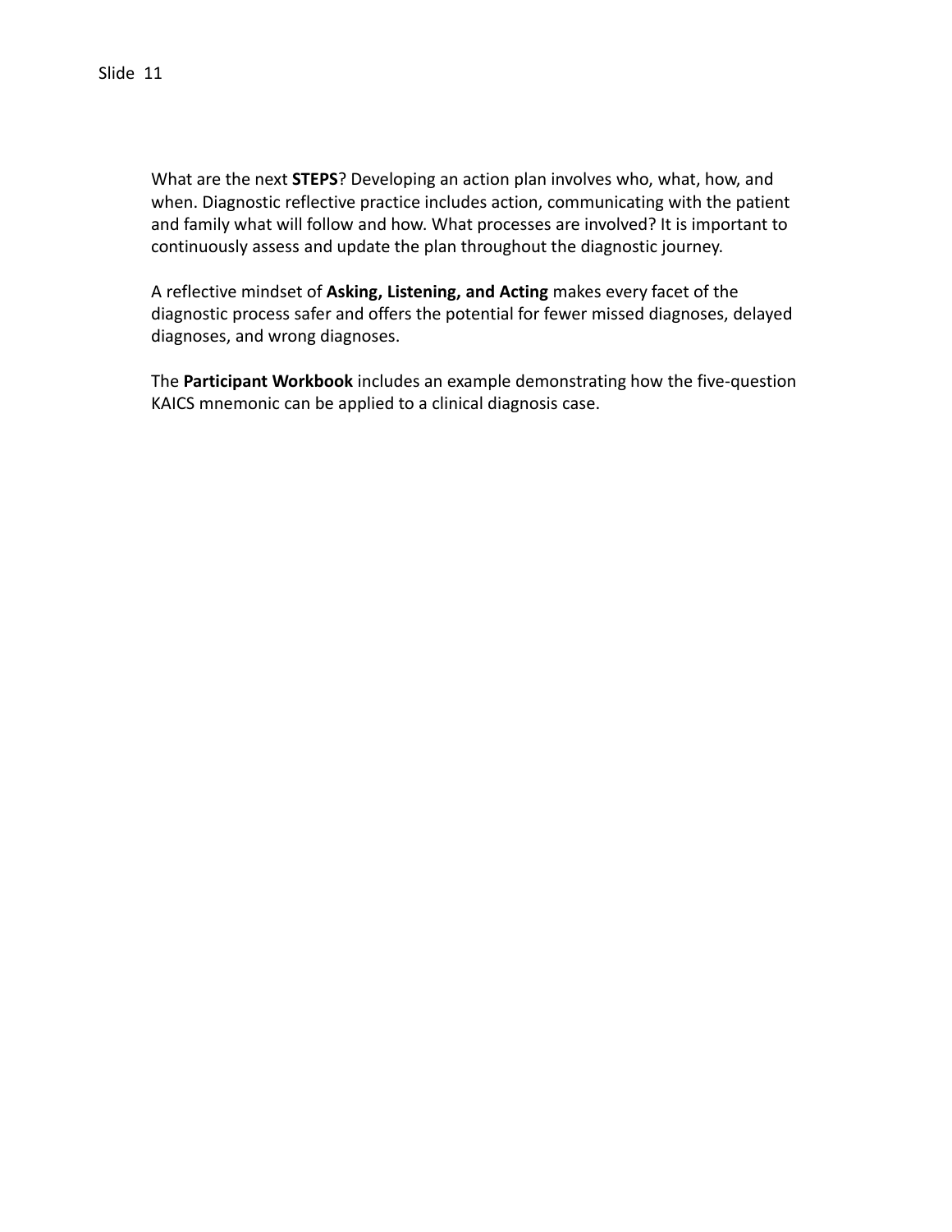Slide 11

What are the next **STEPS**? Developing an action plan involves who, what, how, and when. Diagnostic reflective practice includes action, communicating with the patient and family what will follow and how. What processes are involved? It is important to continuously assess and update the plan throughout the diagnostic journey.

A reflective mindset of **Asking, Listening, and Acting** makes every facet of the diagnostic process safer and offers the potential for fewer missed diagnoses, delayed diagnoses, and wrong diagnoses.

The **Participant Workbook** includes an example demonstrating how the five-question KAICS mnemonic can be applied to a clinical diagnosis case.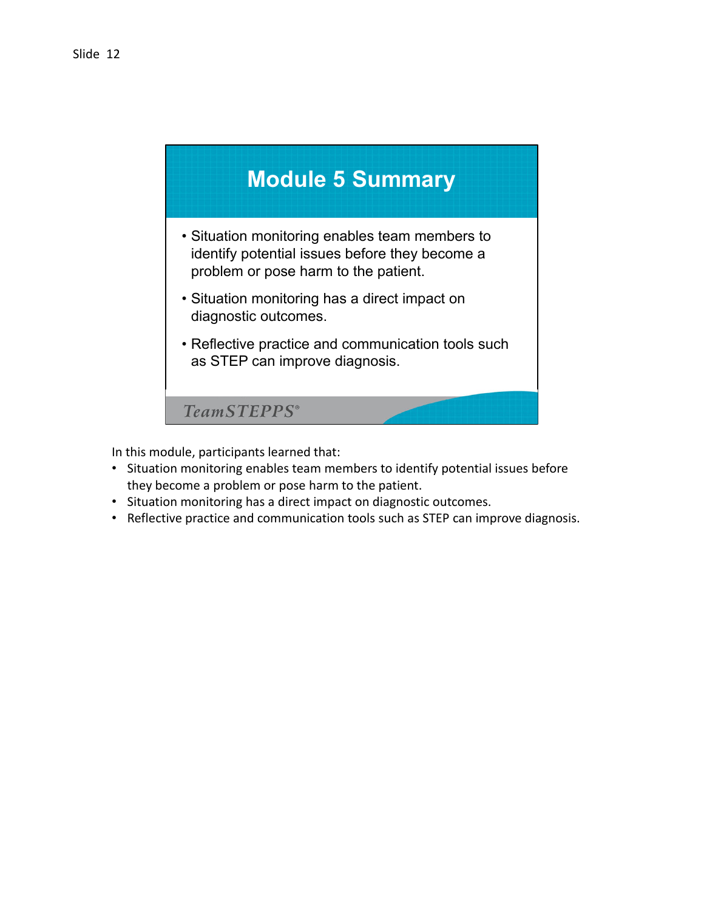Slide 12

## Module 5 Summary

- Situation monitoring enables team members to identify potential issues before they become a problem or pose harm to the patient.
- Situation monitoring has a direct impact on diagnostic outcomes.
- Reflective practice and communication tools such as STEP can improve diagnosis.

TeamSTEPPS®

In this module, participants learned that:

- Situation monitoring enables team members to identify potential issues before they become a problem or pose harm to the patient.
- Situation monitoring has a direct impact on diagnostic outcomes.
- Reflective practice and communication tools such as STEP can improve diagnosis.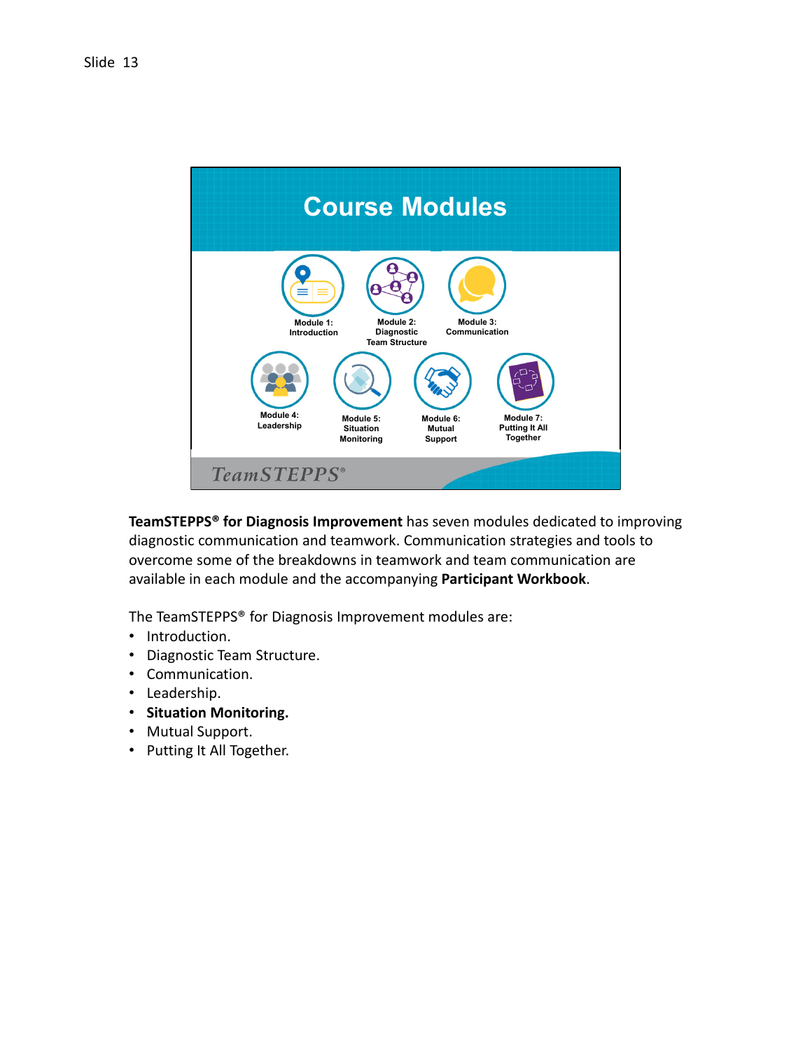Slide 13

# Course Modules

Module 1: Introduction

Module 2: Diagnostic Team Structure

Module 3: Communication

Module 4: Leadership

Module 5: Situation Monitoring

Module 6: Mutual Support

Module 7: Putting It All Together

TeamSTEPPS®

**TeamSTEPPS® for Diagnosis Improvement** has seven modules dedicated to improving diagnostic communication and teamwork. Communication strategies and tools to overcome some of the breakdowns in teamwork and team communication are available in each module and the accompanying **Participant Workbook**.

The TeamSTEPPS® for Diagnosis Improvement modules are:

- Introduction.
- Diagnostic Team Structure.
- Communication.
- Leadership.
- **Situation Monitoring.**
- Mutual Support.
- Putting It All Together.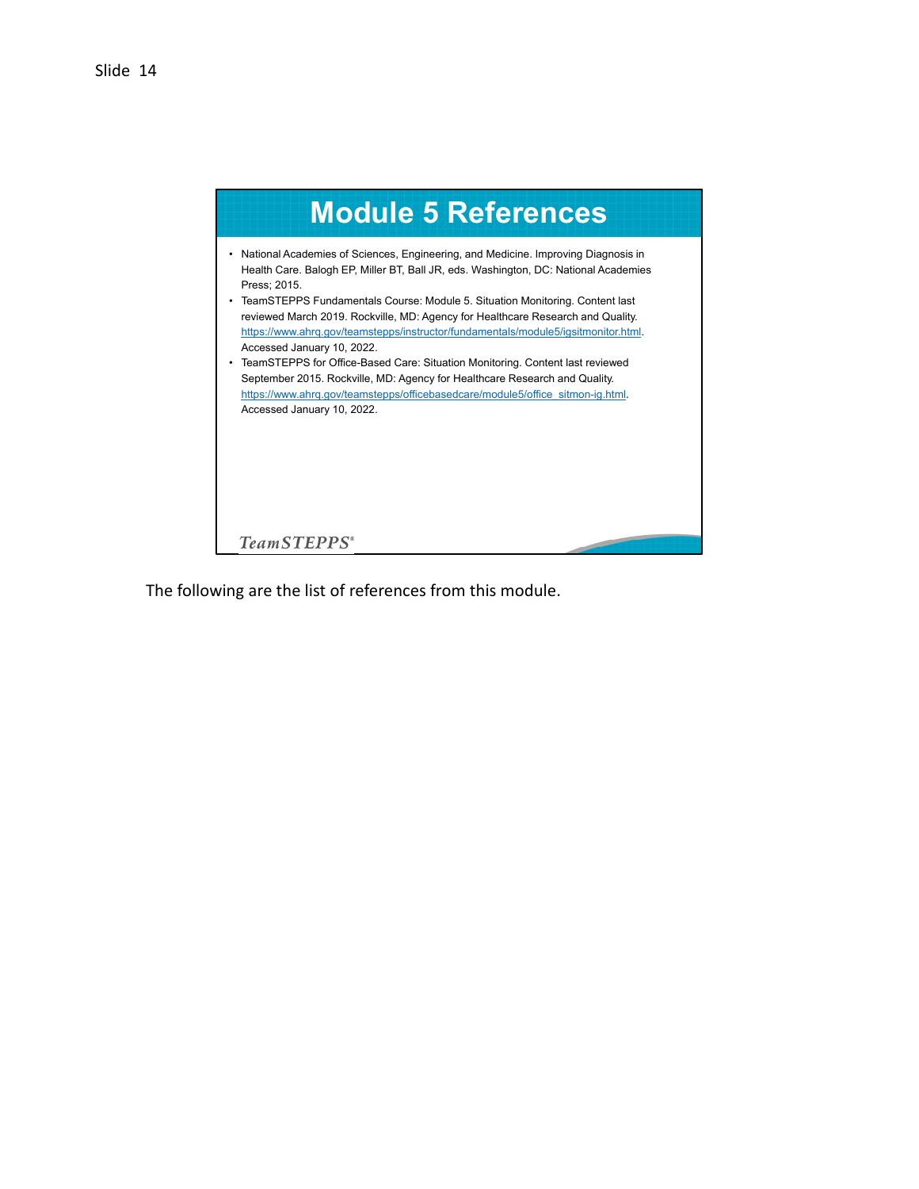Slide 14

# Module 5 References

- National Academies of Sciences, Engineering, and Medicine. Improving Diagnosis in Health Care. Balogh EP, Miller BT, Ball JR, eds. Washington, DC: National Academies Press; 2015.
- TeamSTEPPS Fundamentals Course: Module 5. Situation Monitoring. Content last reviewed March 2019. Rockville, MD: Agency for Healthcare Research and Quality. https://www.ahrq.gov/teamstepps/instructor/fundamentals/module5/igsitmonitor.html. Accessed January 10, 2022.
- TeamSTEPPS for Office-Based Care: Situation Monitoring. Content last reviewed September 2015. Rockville, MD: Agency for Healthcare Research and Quality. https://www.ahrq.gov/teamstepps/officebasedcare/module5/office_sitmon-ig.html. Accessed January 10, 2022.

TeamSTEPPS®

The following are the list of references from this module.